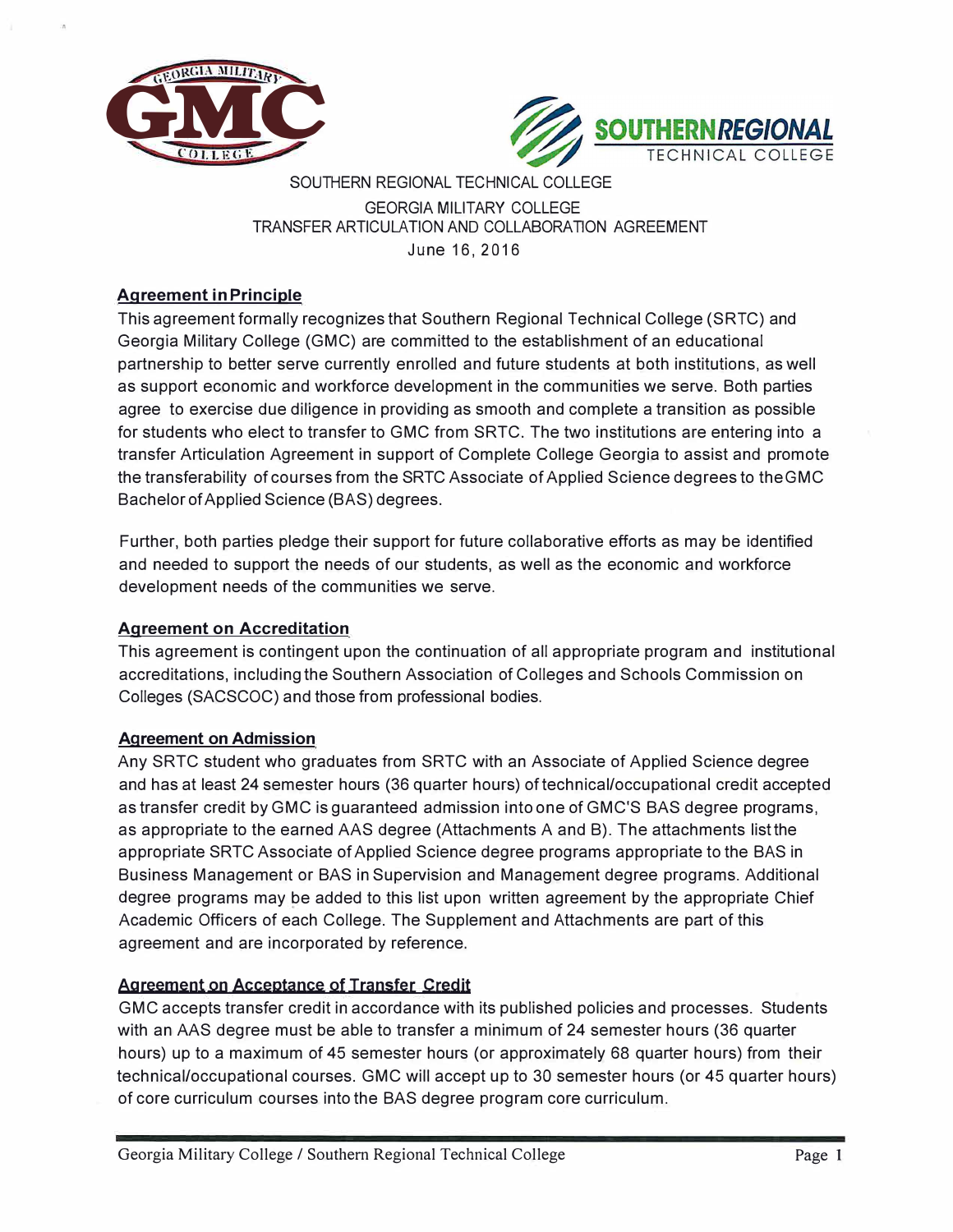SOUTHERN REGIONAL TECHNICAL COLLEGE
GEORGIA MILITARY COLLEGE
TRANSFER ARTICULATION AND COLLABORATION AGREEMENT
June 16, 2016

## Agreement in Principle

This agreement formally recognizes that Southern Regional Technical College (SRTC) and Georgia Military College (GMC) are committed to the establishment of an educational partnership to better serve currently enrolled and future students at both institutions, as well as support economic and workforce development in the communities we serve. Both parties agree to exercise due diligence in providing as smooth and complete a transition as possible for students who elect to transfer to GMC from SRTC. The two institutions are entering into a transfer Articulation Agreement in support of Complete College Georgia to assist and promote the transferability of courses from the SRTC Associate of Applied Science degrees to the GMC Bachelor of Applied Science (BAS) degrees.

Further, both parties pledge their support for future collaborative efforts as may be identified and needed to support the needs of our students, as well as the economic and workforce development needs of the communities we serve.

## Agreement on Accreditation

This agreement is contingent upon the continuation of all appropriate program and institutional accreditations, including the Southern Association of Colleges and Schools Commission on Colleges (SACSCOC) and those from professional bodies.

## Agreement on Admission

Any SRTC student who graduates from SRTC with an Associate of Applied Science degree and has at least 24 semester hours (36 quarter hours) of technical/occupational credit accepted as transfer credit by GMC is guaranteed admission into one of GMC'S BAS degree programs, as appropriate to the earned AAS degree (Attachments A and B). The attachments list the appropriate SRTC Associate of Applied Science degree programs appropriate to the BAS in Business Management or BAS in Supervision and Management degree programs. Additional degree programs may be added to this list upon written agreement by the appropriate Chief Academic Officers of each College. The Supplement and Attachments are part of this agreement and are incorporated by reference.

## Agreement on Acceptance of Transfer Credit

GMC accepts transfer credit in accordance with its published policies and processes. Students with an AAS degree must be able to transfer a minimum of 24 semester hours (36 quarter hours) up to a maximum of 45 semester hours (or approximately 68 quarter hours) from their technical/occupational courses. GMC will accept up to 30 semester hours (or 45 quarter hours) of core curriculum courses into the BAS degree program core curriculum.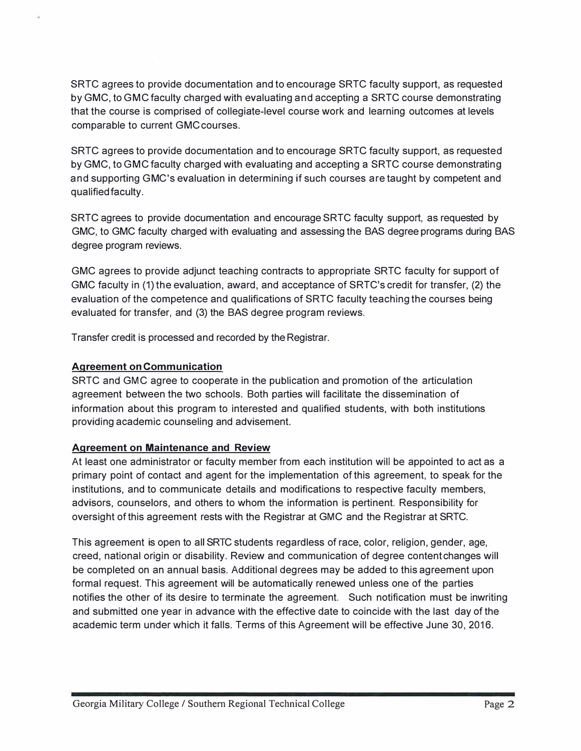SRTC agrees to provide documentation and to encourage SRTC faculty support, as requested by GMC, to GMC faculty charged with evaluating and accepting a SRTC course demonstrating that the course is comprised of collegiate-level course work and learning outcomes at levels comparable to current GMC courses.

SRTC agrees to provide documentation and to encourage SRTC faculty support, as requested by GMC, to GMC faculty charged with evaluating and accepting a SRTC course demonstrating and supporting GMC's evaluation in determining if such courses are taught by competent and qualified faculty.

SRTC agrees to provide documentation and encourage SRTC faculty support, as requested by GMC, to GMC faculty charged with evaluating and assessing the BAS degree programs during BAS degree program reviews.

GMC agrees to provide adjunct teaching contracts to appropriate SRTC faculty for support of GMC faculty in (1) the evaluation, award, and acceptance of SRTC's credit for transfer, (2) the evaluation of the competence and qualifications of SRTC faculty teaching the courses being evaluated for transfer, and (3) the BAS degree program reviews.

Transfer credit is processed and recorded by the Registrar.

**Agreement on Communication**

SRTC and GMC agree to cooperate in the publication and promotion of the articulation agreement between the two schools. Both parties will facilitate the dissemination of information about this program to interested and qualified students, with both institutions providing academic counseling and advisement.

**Agreement on Maintenance and Review**

At least one administrator or faculty member from each institution will be appointed to act as a primary point of contact and agent for the implementation of this agreement, to speak for the institutions, and to communicate details and modifications to respective faculty members, advisors, counselors, and others to whom the information is pertinent. Responsibility for oversight of this agreement rests with the Registrar at GMC and the Registrar at SRTC.

This agreement is open to all SRTC students regardless of race, color, religion, gender, age, creed, national origin or disability. Review and communication of degree content changes will be completed on an annual basis. Additional degrees may be added to this agreement upon formal request. This agreement will be automatically renewed unless one of the parties notifies the other of its desire to terminate the agreement. Such notification must be inwriting and submitted one year in advance with the effective date to coincide with the last day of the academic term under which it falls. Terms of this Agreement will be effective June 30, 2016.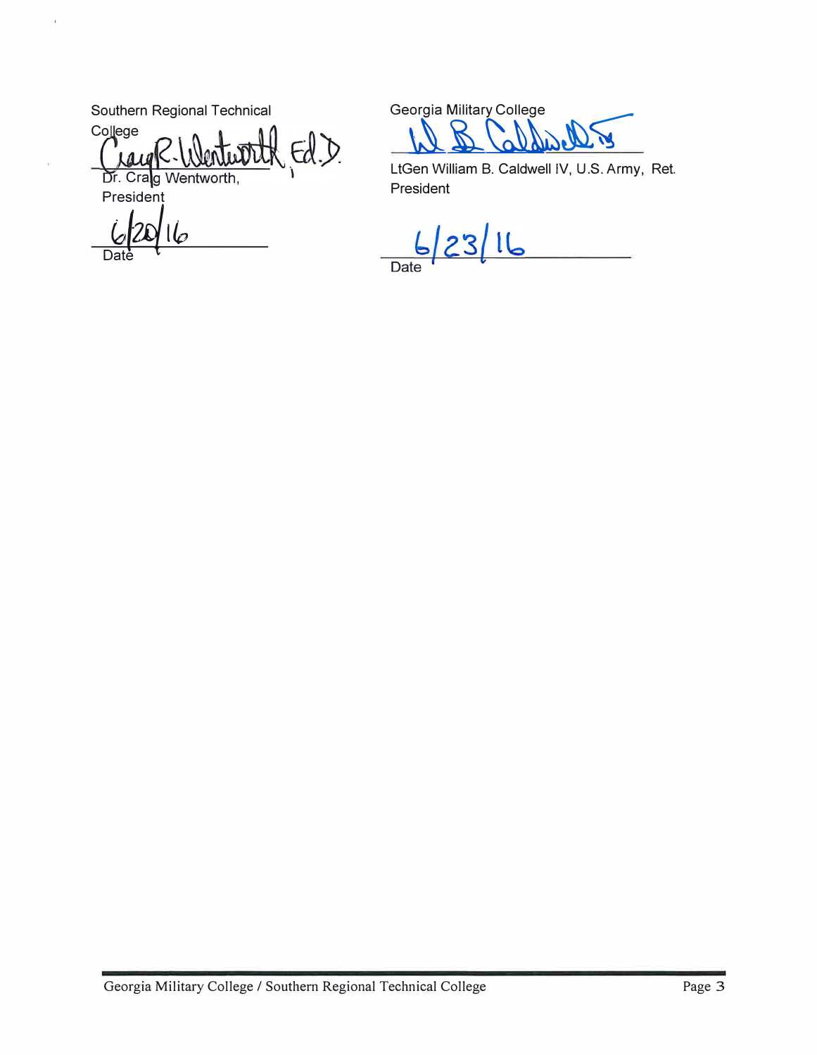Southern Regional Technical College

*[signature]*

Dr. Craig Wentworth,
President

6/20/16
Date

Georgia Military College

*[signature]*

LtGen William B. Caldwell IV, U.S. Army, Ret.
President

6/23/16
Date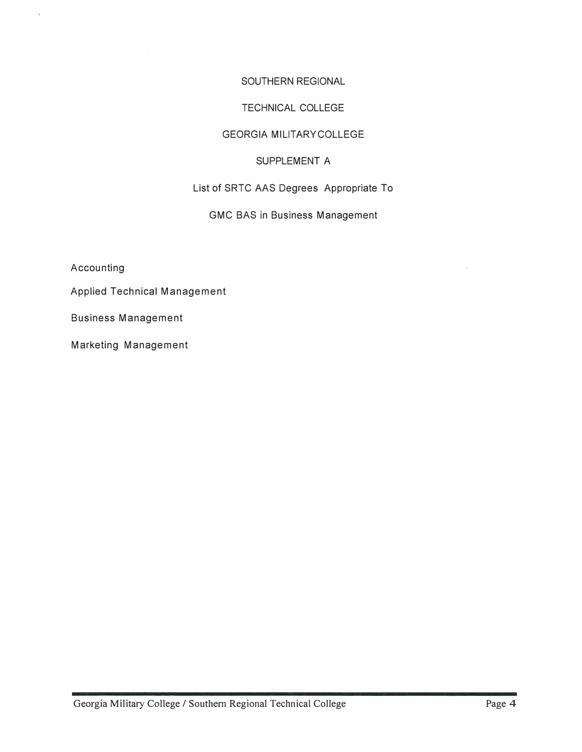# SOUTHERN REGIONAL

# TECHNICAL COLLEGE

# GEORGIA MILITARYCOLLEGE

## SUPPLEMENT A

## List of SRTC AAS Degrees Appropriate To

## GMC BAS in Business Management

Accounting

Applied Technical Management

Business Management

Marketing Management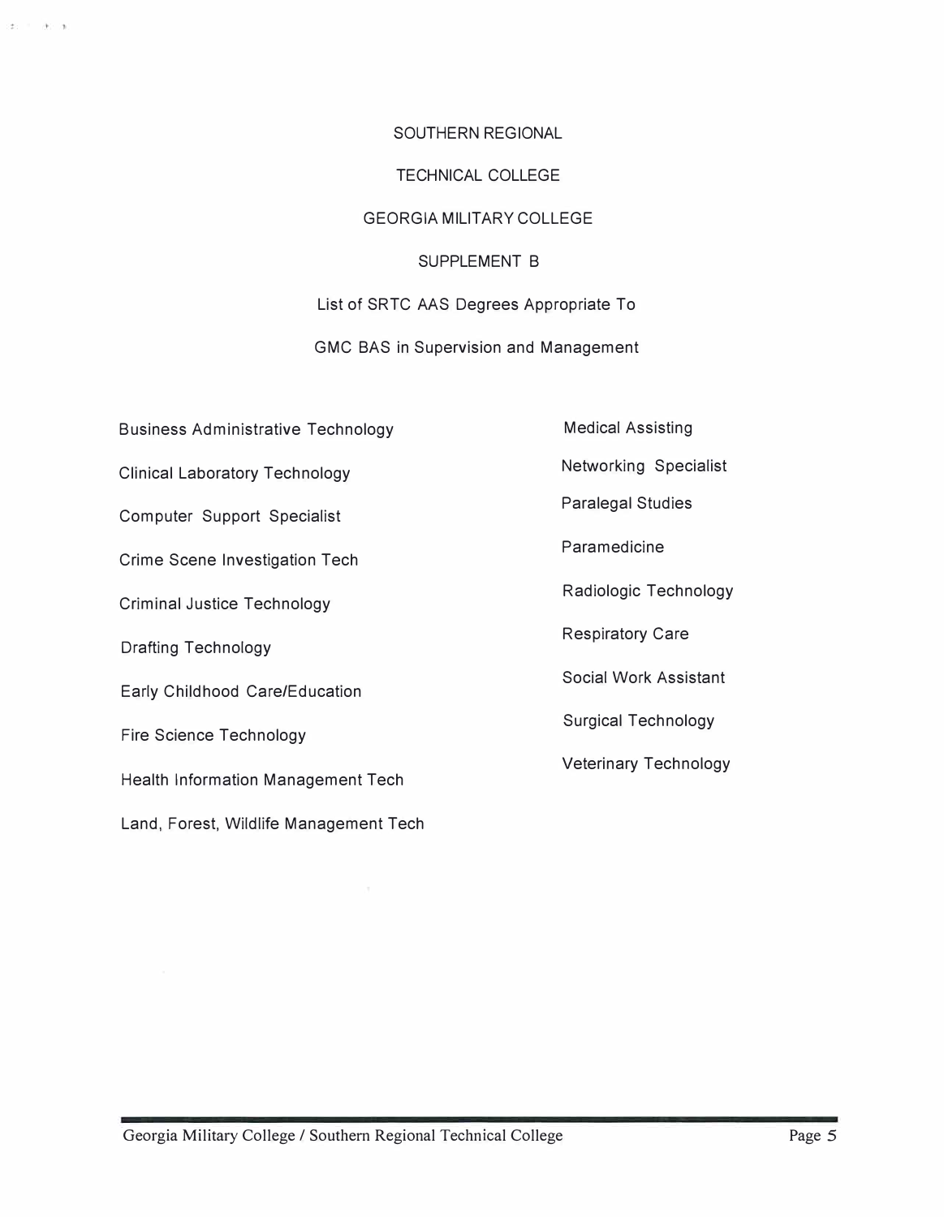SOUTHERN REGIONAL

TECHNICAL COLLEGE

GEORGIA MILITARY COLLEGE

SUPPLEMENT B

List of SRTC AAS Degrees Appropriate To

GMC BAS in Supervision and Management

- Business Administrative Technology
- Clinical Laboratory Technology
- Computer Support Specialist
- Crime Scene Investigation Tech
- Criminal Justice Technology
- Drafting Technology
- Early Childhood Care/Education
- Fire Science Technology
- Health Information Management Tech
- Land, Forest, Wildlife Management Tech
- Medical Assisting
- Networking Specialist
- Paralegal Studies
- Paramedicine
- Radiologic Technology
- Respiratory Care
- Social Work Assistant
- Surgical Technology
- Veterinary Technology